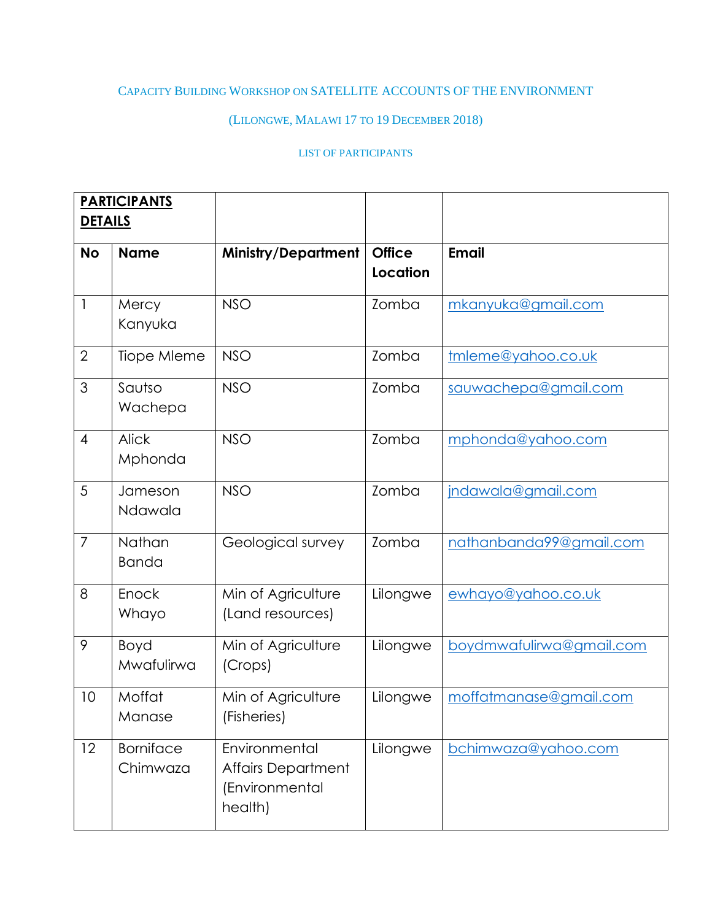CAPACITY BUILDING WORKSHOP ON SATELLITE ACCOUNTS OF THE ENVIRONMENT

(LILONGWE, MALAWI 17 TO 19 DECEMBER 2018)

LIST OF PARTICIPANTS

| **PARTICIPANTS DETAILS** | | | | |
|---|---|---|---|---|
| **No** | **Name** | **Ministry/Department** | **Office Location** | **Email** |
| 1 | Mercy Kanyuka | NSO | Zomba | mkanyuka@gmail.com |
| 2 | Tiope Mleme | NSO | Zomba | tmleme@yahoo.co.uk |
| 3 | Sautso Wachepa | NSO | Zomba | sauwachepa@gmail.com |
| 4 | Alick Mphonda | NSO | Zomba | mphonda@yahoo.com |
| 5 | Jameson Ndawala | NSO | Zomba | jndawala@gmail.com |
| 7 | Nathan Banda | Geological survey | Zomba | nathanbanda99@gmail.com |
| 8 | Enock Whayo | Min of Agriculture (Land resources) | Lilongwe | ewhayo@yahoo.co.uk |
| 9 | Boyd Mwafulirwa | Min of Agriculture (Crops) | Lilongwe | boydmwafulirwa@gmail.com |
| 10 | Moffat Manase | Min of Agriculture (Fisheries) | Lilongwe | moffatmanase@gmail.com |
| 12 | Borniface Chimwaza | Environmental Affairs Department (Environmental health) | Lilongwe | bchimwaza@yahoo.com |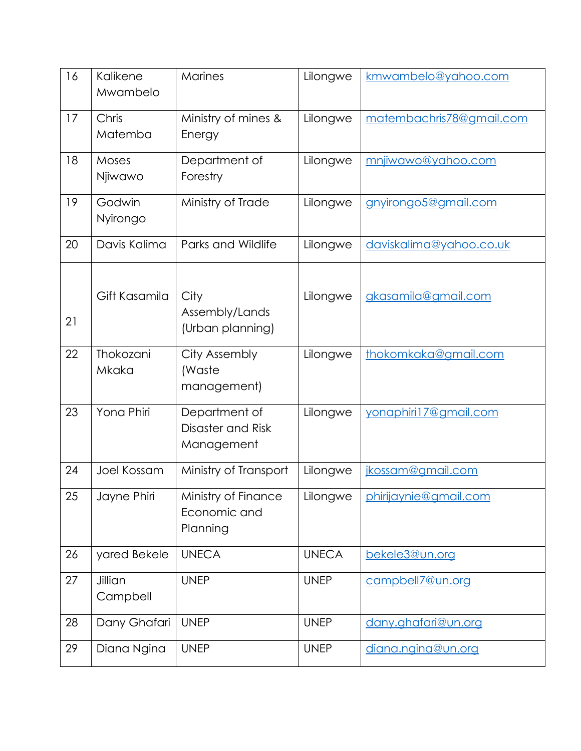| 16 | Kalikene Mwambelo | Marines | Lilongwe | kmwambelo@yahoo.com |
|---|---|---|---|---|
| 17 | Chris Matemba | Ministry of mines & Energy | Lilongwe | matembachris78@gmail.com |
| 18 | Moses Njiwawo | Department of Forestry | Lilongwe | mnjiwawo@yahoo.com |
| 19 | Godwin Nyirongo | Ministry of Trade | Lilongwe | gnyirongo5@gmail.com |
| 20 | Davis Kalima | Parks and Wildlife | Lilongwe | daviskalima@yahoo.co.uk |
| 21 | Gift Kasamila | City Assembly/Lands (Urban planning) | Lilongwe | gkasamila@gmail.com |
| 22 | Thokozani Mkaka | City Assembly (Waste management) | Lilongwe | thokomkaka@gmail.com |
| 23 | Yona Phiri | Department of Disaster and Risk Management | Lilongwe | yonaphiri17@gmail.com |
| 24 | Joel Kossam | Ministry of Transport | Lilongwe | jkossam@gmail.com |
| 25 | Jayne Phiri | Ministry of Finance Economic and Planning | Lilongwe | phirijaynie@gmail.com |
| 26 | yared Bekele | UNECA | UNECA | bekele3@un.org |
| 27 | Jillian Campbell | UNEP | UNEP | campbell7@un.org |
| 28 | Dany Ghafari | UNEP | UNEP | dany.ghafari@un.org |
| 29 | Diana Ngina | UNEP | UNEP | diana.ngina@un.org |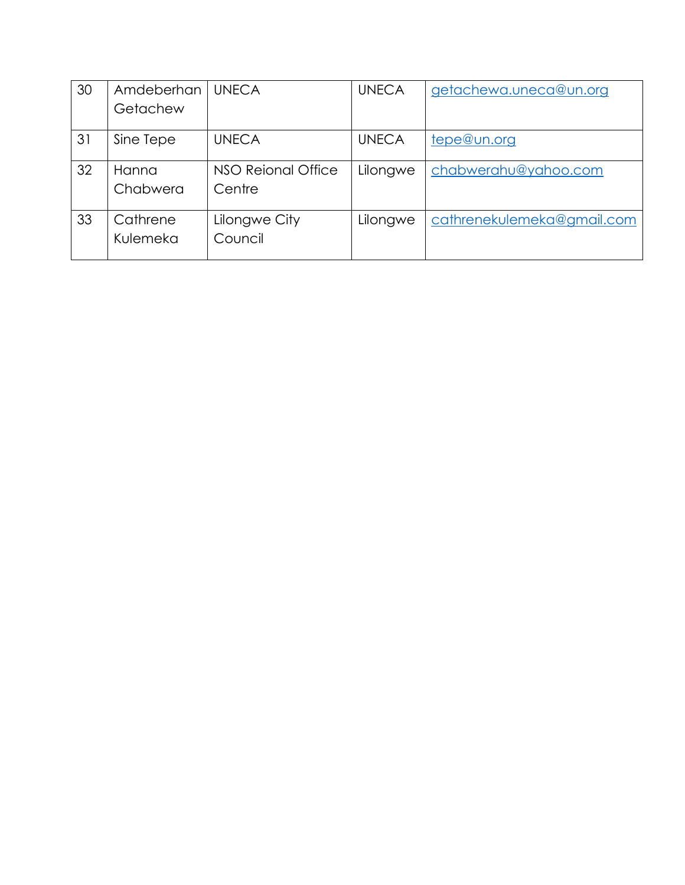| | | | | |
|---|---|---|---|---|
| 30 | Amdeberhan Getachew | UNECA | UNECA | getachewa.uneca@un.org |
| 31 | Sine Tepe | UNECA | UNECA | tepe@un.org |
| 32 | Hanna Chabwera | NSO Reional Office Centre | Lilongwe | chabwerahu@yahoo.com |
| 33 | Cathrene Kulemeka | Lilongwe City Council | Lilongwe | cathrenekulemeka@gmail.com |